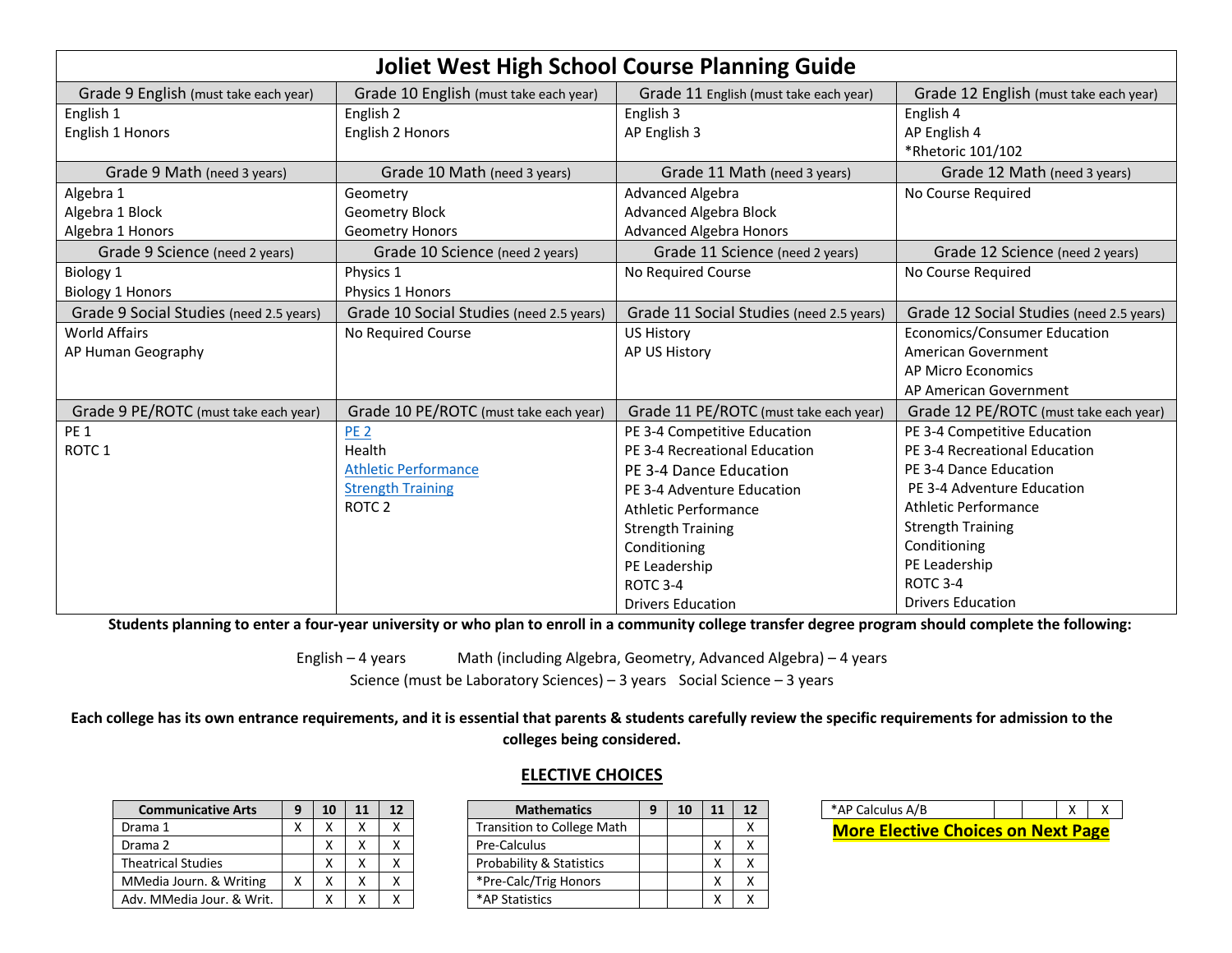# Joliet West High School Course Planning Guide

| Grade 9 English (must take each year) | Grade 10 English (must take each year) | Grade 11 English (must take each year) | Grade 12 English (must take each year) |
|---|---|---|---|
| English 1<br>English 1 Honors | English 2<br>English 2 Honors | English 3<br>AP English 3 | English 4<br>AP English 4<br>*Rhetoric 101/102 |
| **Grade 9 Math (need 3 years)** | **Grade 10 Math (need 3 years)** | **Grade 11 Math (need 3 years)** | **Grade 12 Math (need 3 years)** |
| Algebra 1<br>Algebra 1 Block<br>Algebra 1 Honors | Geometry<br>Geometry Block<br>Geometry Honors | Advanced Algebra<br>Advanced Algebra Block<br>Advanced Algebra Honors | No Course Required |
| **Grade 9 Science (need 2 years)** | **Grade 10 Science (need 2 years)** | **Grade 11 Science (need 2 years)** | **Grade 12 Science (need 2 years)** |
| Biology 1<br>Biology 1 Honors | Physics 1<br>Physics 1 Honors | No Required Course | No Course Required |
| **Grade 9 Social Studies (need 2.5 years)** | **Grade 10 Social Studies (need 2.5 years)** | **Grade 11 Social Studies (need 2.5 years)** | **Grade 12 Social Studies (need 2.5 years)** |
| World Affairs<br>AP Human Geography | No Required Course | US History<br>AP US History | Economics/Consumer Education<br>American Government<br>AP Micro Economics<br>AP American Government |
| **Grade 9 PE/ROTC (must take each year)** | **Grade 10 PE/ROTC (must take each year)** | **Grade 11 PE/ROTC (must take each year)** | **Grade 12 PE/ROTC (must take each year)** |
| PE 1<br>ROTC 1 | PE 2<br>Health<br>Athletic Performance<br>Strength Training<br>ROTC 2 | PE 3-4 Competitive Education<br>PE 3-4 Recreational Education<br>PE 3-4 Dance Education<br>PE 3-4 Adventure Education<br>Athletic Performance<br>Strength Training<br>Conditioning<br>PE Leadership<br>ROTC 3-4<br>Drivers Education | PE 3-4 Competitive Education<br>PE 3-4 Recreational Education<br>PE 3-4 Dance Education<br>PE 3-4 Adventure Education<br>Athletic Performance<br>Strength Training<br>Conditioning<br>PE Leadership<br>ROTC 3-4<br>Drivers Education |

**Students planning to enter a four-year university or who plan to enroll in a community college transfer degree program should complete the following:**

English – 4 years    Math (including Algebra, Geometry, Advanced Algebra) – 4 years
Science (must be Laboratory Sciences) – 3 years    Social Science – 3 years

**Each college has its own entrance requirements, and it is essential that parents & students carefully review the specific requirements for admission to the colleges being considered.**

## ELECTIVE CHOICES

| Communicative Arts | 9 | 10 | 11 | 12 |
|---|---|---|---|---|
| Drama 1 | X | X | X | X |
| Drama 2 | | X | X | X |
| Theatrical Studies | | X | X | X |
| MMedia Journ. & Writing | X | X | X | X |
| Adv. MMedia Jour. & Writ. | | X | X | X |

| Mathematics | 9 | 10 | 11 | 12 |
|---|---|---|---|---|
| Transition to College Math | | | | X |
| Pre-Calculus | | | X | X |
| Probability & Statistics | | | X | X |
| *Pre-Calc/Trig Honors | | | X | X |
| *AP Statistics | | | X | X |
| *AP Calculus A/B | | | X | X |

**More Elective Choices on Next Page**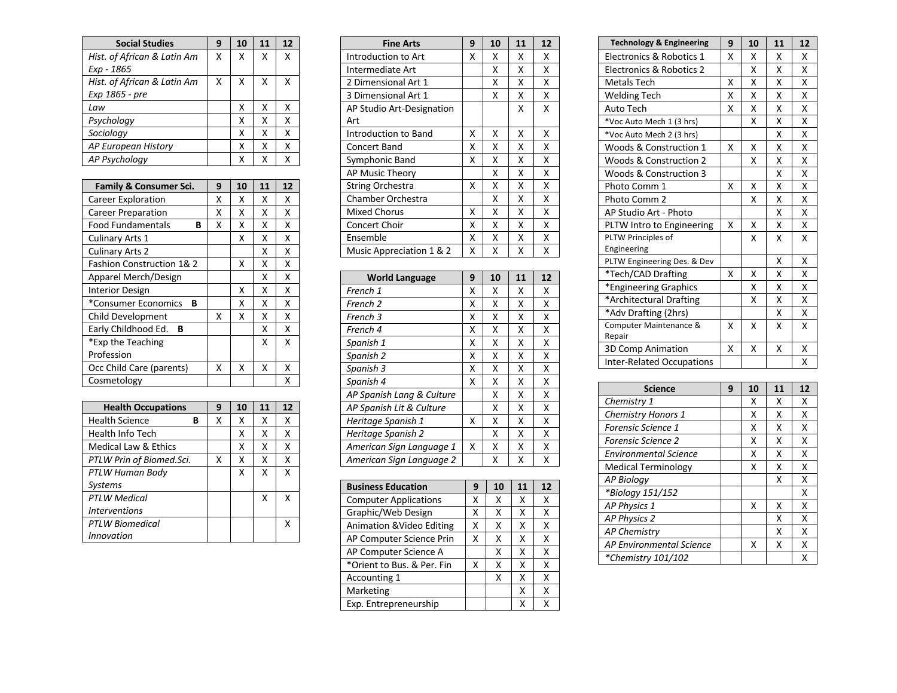| Social Studies | 9 | 10 | 11 | 12 |
|---|---|---|---|---|
| *Hist. of African & Latin Am Exp - 1865* | X | X | X | X |
| *Hist. of African & Latin Am Exp 1865 - pre* | X | X | X | X |
| *Law* | | X | X | X |
| *Psychology* | | X | X | X |
| *Sociology* | | X | X | X |
| *AP European History* | | X | X | X |
| *AP Psychology* | | X | X | X |

| Family & Consumer Sci. | 9 | 10 | 11 | 12 |
|---|---|---|---|---|
| Career Exploration | X | X | X | X |
| Career Preparation | X | X | X | X |
| Food Fundamentals **B** | X | X | X | X |
| Culinary Arts 1 | | X | X | X |
| Culinary Arts 2 | | | X | X |
| Fashion Construction 1& 2 | | X | X | X |
| Apparel Merch/Design | | | X | X |
| Interior Design | | X | X | X |
| *Consumer Economics **B** | | X | X | X |
| Child Development | X | X | X | X |
| Early Childhood Ed. **B** | | | X | X |
| *Exp the Teaching Profession | | | X | X |
| Occ Child Care (parents) | X | X | X | X |
| Cosmetology | | | | X |

| Health Occupations | 9 | 10 | 11 | 12 |
|---|---|---|---|---|
| Health Science **B** | X | X | X | X |
| Health Info Tech | | X | X | X |
| Medical Law & Ethics | | X | X | X |
| *PTLW Prin of Biomed.Sci.* | X | X | X | X |
| *PTLW Human Body Systems* | | X | X | X |
| *PTLW Medical Interventions* | | | X | X |
| *PTLW Biomedical Innovation* | | | | X |

| Fine Arts | 9 | 10 | 11 | 12 |
|---|---|---|---|---|
| Introduction to Art | X | X | X | X |
| Intermediate Art | | X | X | X |
| 2 Dimensional Art 1 | | X | X | X |
| 3 Dimensional Art 1 | | X | X | X |
| AP Studio Art-Designation Art | | | X | X |
| Introduction to Band | X | X | X | X |
| Concert Band | X | X | X | X |
| Symphonic Band | X | X | X | X |
| AP Music Theory | | X | X | X |
| String Orchestra | X | X | X | X |
| Chamber Orchestra | | X | X | X |
| Mixed Chorus | X | X | X | X |
| Concert Choir | X | X | X | X |
| Ensemble | X | X | X | X |
| Music Appreciation 1 & 2 | X | X | X | X |

| World Language | 9 | 10 | 11 | 12 |
|---|---|---|---|---|
| *French 1* | X | X | X | X |
| *French 2* | X | X | X | X |
| *French 3* | X | X | X | X |
| *French 4* | X | X | X | X |
| *Spanish 1* | X | X | X | X |
| *Spanish 2* | X | X | X | X |
| *Spanish 3* | X | X | X | X |
| *Spanish 4* | X | X | X | X |
| *AP Spanish Lang & Culture* | | X | X | X |
| *AP Spanish Lit & Culture* | | X | X | X |
| *Heritage Spanish 1* | X | X | X | X |
| *Heritage Spanish 2* | | X | X | X |
| *American Sign Language 1* | X | X | X | X |
| *American Sign Language 2* | | X | X | X |

| Business Education | 9 | 10 | 11 | 12 |
|---|---|---|---|---|
| Computer Applications | X | X | X | X |
| Graphic/Web Design | X | X | X | X |
| Animation &Video Editing | X | X | X | X |
| AP Computer Science Prin | X | X | X | X |
| AP Computer Science A | | X | X | X |
| *Orient to Bus. & Per. Fin | X | X | X | X |
| Accounting 1 | | X | X | X |
| Marketing | | | X | X |
| Exp. Entrepreneurship | | | X | X |

| Technology & Engineering | 9 | 10 | 11 | 12 |
|---|---|---|---|---|
| Electronics & Robotics 1 | X | X | X | X |
| Electronics & Robotics 2 | | X | X | X |
| Metals Tech | X | X | X | X |
| Welding Tech | X | X | X | X |
| Auto Tech | X | X | X | X |
| *Voc Auto Mech 1 (3 hrs) | | X | X | X |
| *Voc Auto Mech 2 (3 hrs) | | | X | X |
| Woods & Construction 1 | X | X | X | X |
| Woods & Construction 2 | | X | X | X |
| Woods & Construction 3 | | | X | X |
| Photo Comm 1 | X | X | X | X |
| Photo Comm 2 | | X | X | X |
| AP Studio Art - Photo | | | X | X |
| PLTW Intro to Engineering | X | X | X | X |
| PLTW Principles of Engineering | | X | X | X |
| PLTW Engineering Des. & Dev | | | X | X |
| *Tech/CAD Drafting | X | X | X | X |
| *Engineering Graphics | | X | X | X |
| *Architectural Drafting | | X | X | X |
| *Adv Drafting (2hrs) | | | X | X |
| Computer Maintenance & Repair | X | X | X | X |
| 3D Comp Animation | X | X | X | X |
| Inter-Related Occupations | | | | X |

| Science | 9 | 10 | 11 | 12 |
|---|---|---|---|---|
| *Chemistry 1* | | X | X | X |
| *Chemistry Honors 1* | | X | X | X |
| *Forensic Science 1* | | X | X | X |
| *Forensic Science 2* | | X | X | X |
| *Environmental Science* | | X | X | X |
| Medical Terminology | | X | X | X |
| *AP Biology* | | | X | X |
| **Biology 151/152* | | | | X |
| *AP Physics 1* | | X | X | X |
| *AP Physics 2* | | | X | X |
| *AP Chemistry* | | | X | X |
| *AP Environmental Science* | | X | X | X |
| **Chemistry 101/102* | | | | X |